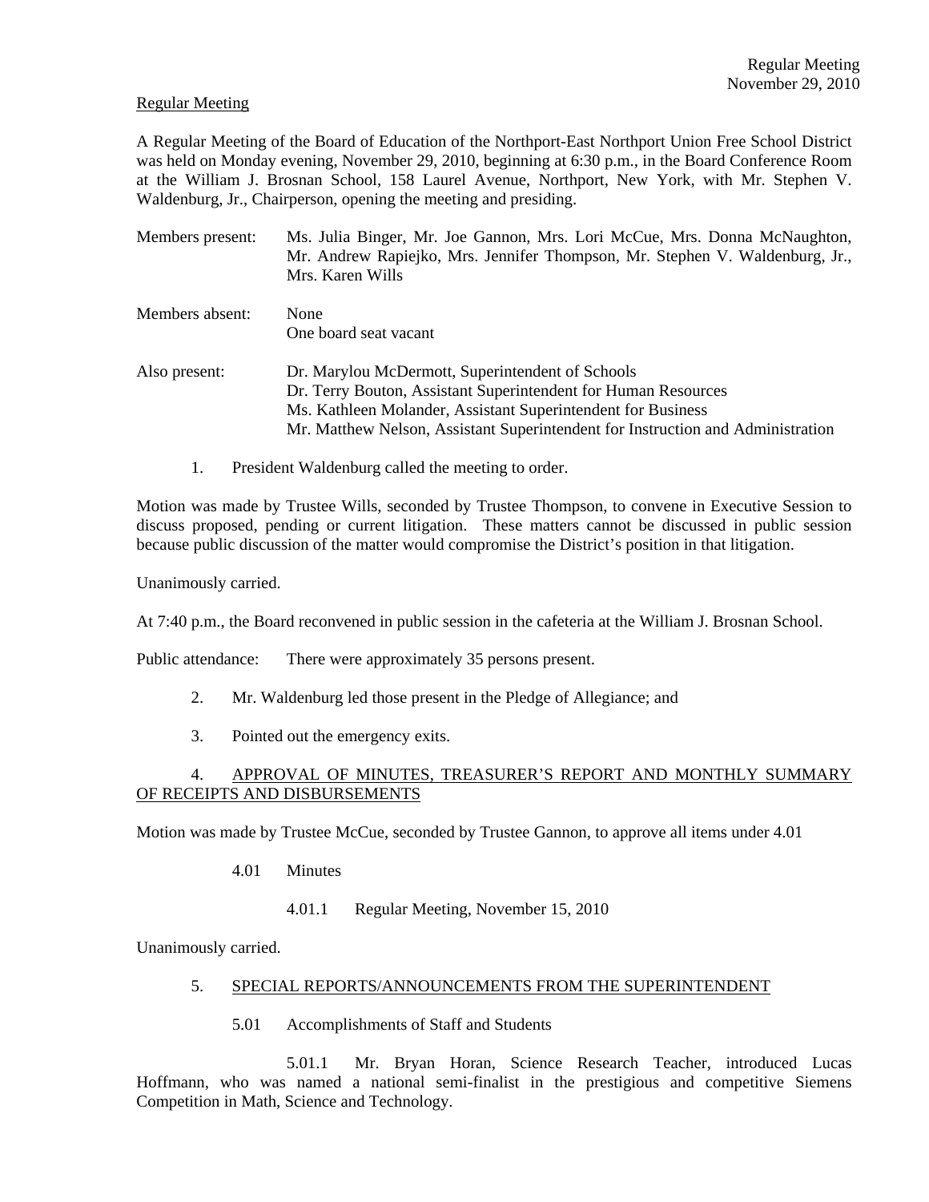Regular Meeting

A Regular Meeting of the Board of Education of the Northport-East Northport Union Free School District was held on Monday evening, November 29, 2010, beginning at 6:30 p.m., in the Board Conference Room at the William J. Brosnan School, 158 Laurel Avenue, Northport, New York, with Mr. Stephen V. Waldenburg, Jr., Chairperson, opening the meeting and presiding.

Members present: Ms. Julia Binger, Mr. Joe Gannon, Mrs. Lori McCue, Mrs. Donna McNaughton, Mr. Andrew Rapiejko, Mrs. Jennifer Thompson, Mr. Stephen V. Waldenburg, Jr., Mrs. Karen Wills

Members absent: None
One board seat vacant

Also present: Dr. Marylou McDermott, Superintendent of Schools
Dr. Terry Bouton, Assistant Superintendent for Human Resources
Ms. Kathleen Molander, Assistant Superintendent for Business
Mr. Matthew Nelson, Assistant Superintendent for Instruction and Administration

1. President Waldenburg called the meeting to order.

Motion was made by Trustee Wills, seconded by Trustee Thompson, to convene in Executive Session to discuss proposed, pending or current litigation. These matters cannot be discussed in public session because public discussion of the matter would compromise the District's position in that litigation.

Unanimously carried.

At 7:40 p.m., the Board reconvened in public session in the cafeteria at the William J. Brosnan School.

Public attendance: There were approximately 35 persons present.

2. Mr. Waldenburg led those present in the Pledge of Allegiance; and

3. Pointed out the emergency exits.

4. APPROVAL OF MINUTES, TREASURER'S REPORT AND MONTHLY SUMMARY OF RECEIPTS AND DISBURSEMENTS

Motion was made by Trustee McCue, seconded by Trustee Gannon, to approve all items under 4.01

4.01 Minutes

4.01.1 Regular Meeting, November 15, 2010

Unanimously carried.

5. SPECIAL REPORTS/ANNOUNCEMENTS FROM THE SUPERINTENDENT

5.01 Accomplishments of Staff and Students

5.01.1 Mr. Bryan Horan, Science Research Teacher, introduced Lucas Hoffmann, who was named a national semi-finalist in the prestigious and competitive Siemens Competition in Math, Science and Technology.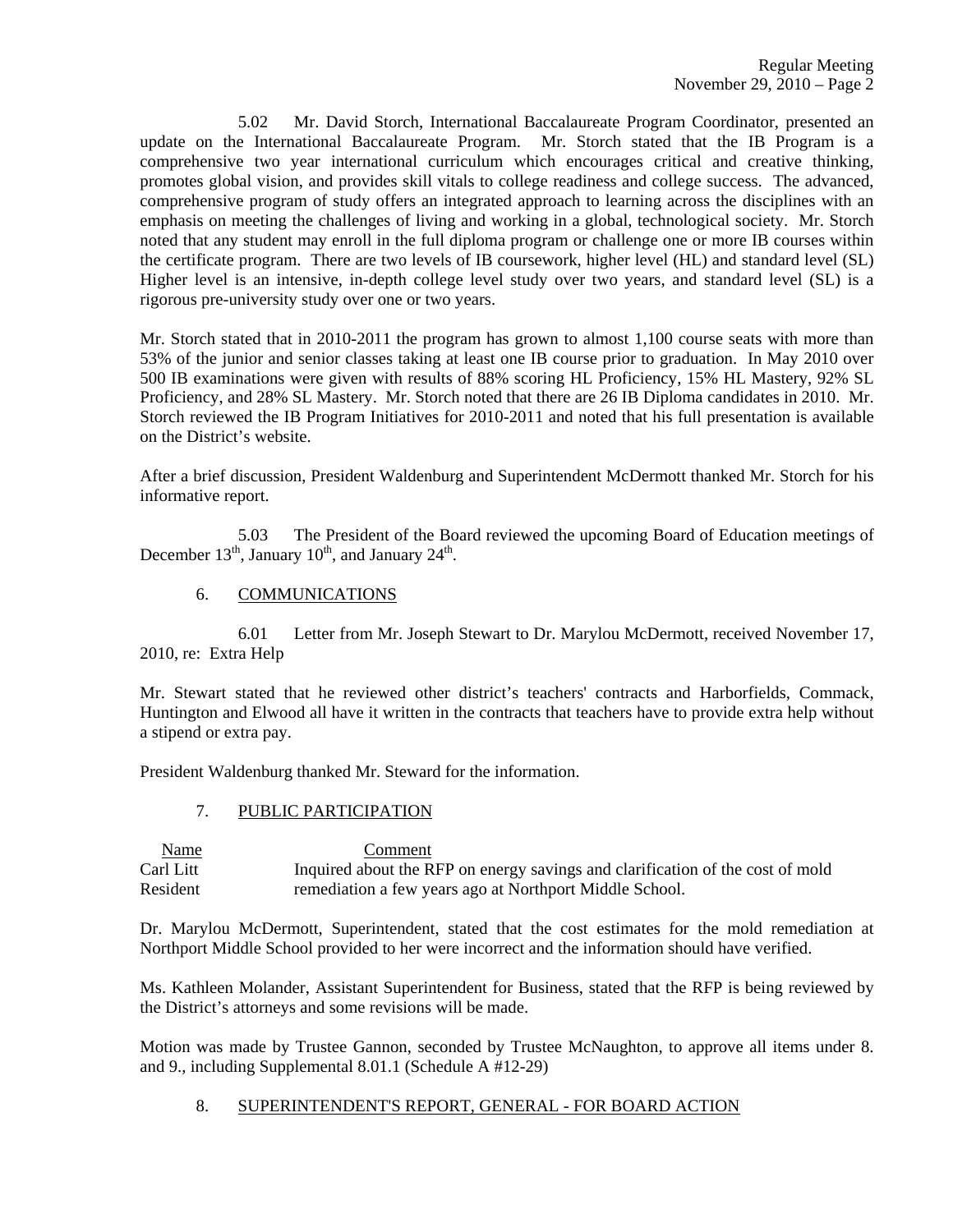5.02 Mr. David Storch, International Baccalaureate Program Coordinator, presented an update on the International Baccalaureate Program. Mr. Storch stated that the IB Program is a comprehensive two year international curriculum which encourages critical and creative thinking, promotes global vision, and provides skill vitals to college readiness and college success. The advanced, comprehensive program of study offers an integrated approach to learning across the disciplines with an emphasis on meeting the challenges of living and working in a global, technological society. Mr. Storch noted that any student may enroll in the full diploma program or challenge one or more IB courses within the certificate program. There are two levels of IB coursework, higher level (HL) and standard level (SL) Higher level is an intensive, in-depth college level study over two years, and standard level (SL) is a rigorous pre-university study over one or two years.

Mr. Storch stated that in 2010-2011 the program has grown to almost 1,100 course seats with more than 53% of the junior and senior classes taking at least one IB course prior to graduation. In May 2010 over 500 IB examinations were given with results of 88% scoring HL Proficiency, 15% HL Mastery, 92% SL Proficiency, and 28% SL Mastery. Mr. Storch noted that there are 26 IB Diploma candidates in 2010. Mr. Storch reviewed the IB Program Initiatives for 2010-2011 and noted that his full presentation is available on the District's website.

After a brief discussion, President Waldenburg and Superintendent McDermott thanked Mr. Storch for his informative report.

5.03 The President of the Board reviewed the upcoming Board of Education meetings of December 13th, January 10th, and January 24th.

6. COMMUNICATIONS

6.01 Letter from Mr. Joseph Stewart to Dr. Marylou McDermott, received November 17, 2010, re: Extra Help

Mr. Stewart stated that he reviewed other district's teachers' contracts and Harborfields, Commack, Huntington and Elwood all have it written in the contracts that teachers have to provide extra help without a stipend or extra pay.

President Waldenburg thanked Mr. Steward for the information.

7. PUBLIC PARTICIPATION

| Name | Comment |
|---|---|
| Carl Litt<br>Resident | Inquired about the RFP on energy savings and clarification of the cost of mold remediation a few years ago at Northport Middle School. |

Dr. Marylou McDermott, Superintendent, stated that the cost estimates for the mold remediation at Northport Middle School provided to her were incorrect and the information should have verified.

Ms. Kathleen Molander, Assistant Superintendent for Business, stated that the RFP is being reviewed by the District's attorneys and some revisions will be made.

Motion was made by Trustee Gannon, seconded by Trustee McNaughton, to approve all items under 8. and 9., including Supplemental 8.01.1 (Schedule A #12-29)

8. SUPERINTENDENT'S REPORT, GENERAL - FOR BOARD ACTION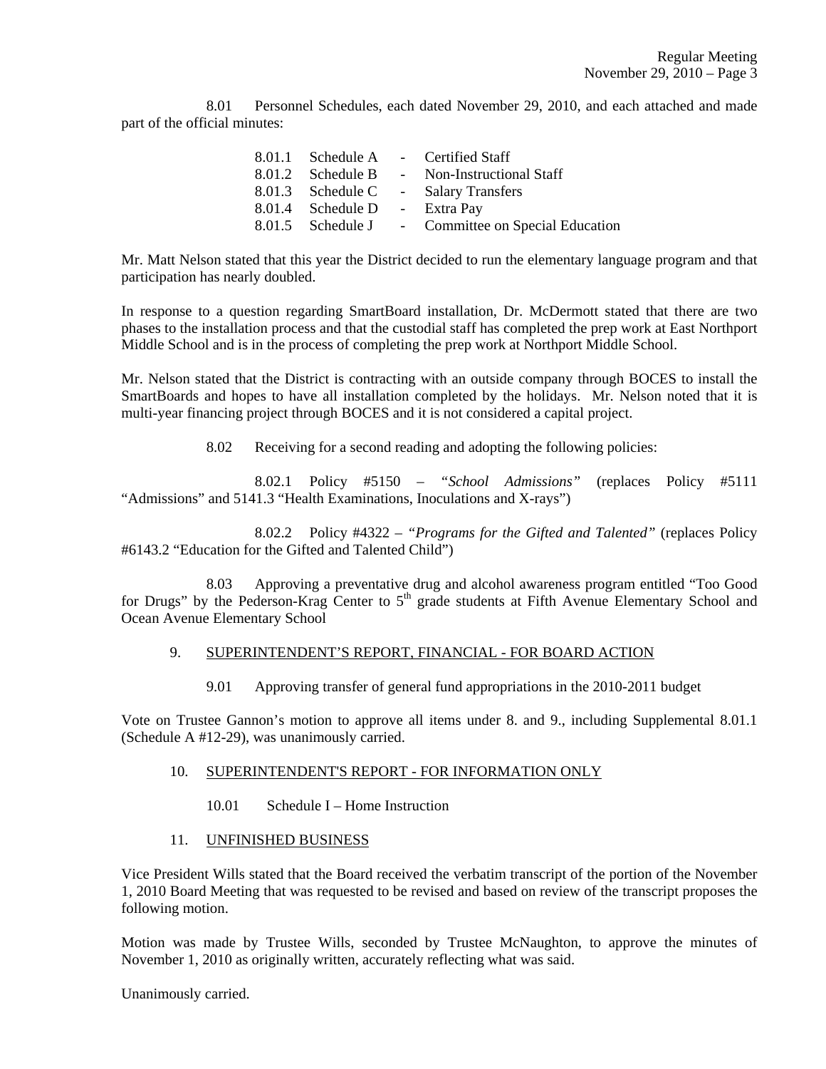8.01 Personnel Schedules, each dated November 29, 2010, and each attached and made part of the official minutes:

| | | | |
|---|---|---|---|
| 8.01.1 | Schedule A | - | Certified Staff |
| 8.01.2 | Schedule B | - | Non-Instructional Staff |
| 8.01.3 | Schedule C | - | Salary Transfers |
| 8.01.4 | Schedule D | - | Extra Pay |
| 8.01.5 | Schedule J | - | Committee on Special Education |

Mr. Matt Nelson stated that this year the District decided to run the elementary language program and that participation has nearly doubled.

In response to a question regarding SmartBoard installation, Dr. McDermott stated that there are two phases to the installation process and that the custodial staff has completed the prep work at East Northport Middle School and is in the process of completing the prep work at Northport Middle School.

Mr. Nelson stated that the District is contracting with an outside company through BOCES to install the SmartBoards and hopes to have all installation completed by the holidays. Mr. Nelson noted that it is multi-year financing project through BOCES and it is not considered a capital project.

8.02 Receiving for a second reading and adopting the following policies:

8.02.1 Policy #5150 – "*School Admissions*" (replaces Policy #5111 "Admissions" and 5141.3 "Health Examinations, Inoculations and X-rays")

8.02.2 Policy #4322 – "*Programs for the Gifted and Talented*" (replaces Policy #6143.2 "Education for the Gifted and Talented Child")

8.03 Approving a preventative drug and alcohol awareness program entitled "Too Good for Drugs" by the Pederson-Krag Center to 5th grade students at Fifth Avenue Elementary School and Ocean Avenue Elementary School

9. SUPERINTENDENT'S REPORT, FINANCIAL - FOR BOARD ACTION

9.01 Approving transfer of general fund appropriations in the 2010-2011 budget

Vote on Trustee Gannon's motion to approve all items under 8. and 9., including Supplemental 8.01.1 (Schedule A #12-29), was unanimously carried.

10. SUPERINTENDENT'S REPORT - FOR INFORMATION ONLY

10.01 Schedule I – Home Instruction

11. UNFINISHED BUSINESS

Vice President Wills stated that the Board received the verbatim transcript of the portion of the November 1, 2010 Board Meeting that was requested to be revised and based on review of the transcript proposes the following motion.

Motion was made by Trustee Wills, seconded by Trustee McNaughton, to approve the minutes of November 1, 2010 as originally written, accurately reflecting what was said.

Unanimously carried.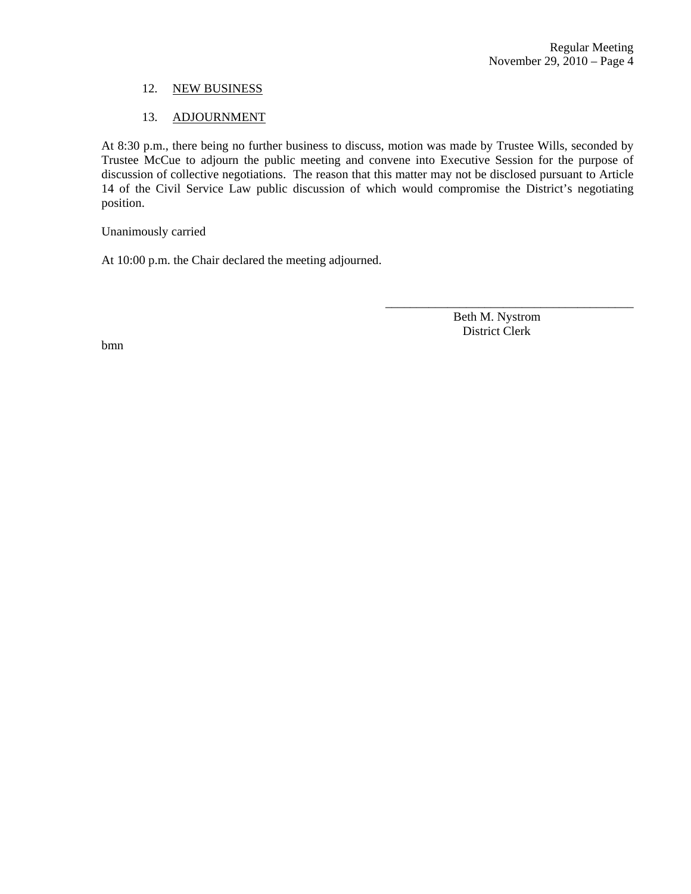12. NEW BUSINESS

13. ADJOURNMENT

At 8:30 p.m., there being no further business to discuss, motion was made by Trustee Wills, seconded by Trustee McCue to adjourn the public meeting and convene into Executive Session for the purpose of discussion of collective negotiations. The reason that this matter may not be disclosed pursuant to Article 14 of the Civil Service Law public discussion of which would compromise the District's negotiating position.

Unanimously carried

At 10:00 p.m. the Chair declared the meeting adjourned.

\_\_\_\_\_\_\_\_\_\_\_\_\_\_\_\_\_\_\_\_\_\_\_\_\_\_\_\_\_\_\_\_\_\_\_\_\_\_\_\_

Beth M. Nystrom
District Clerk

bmn